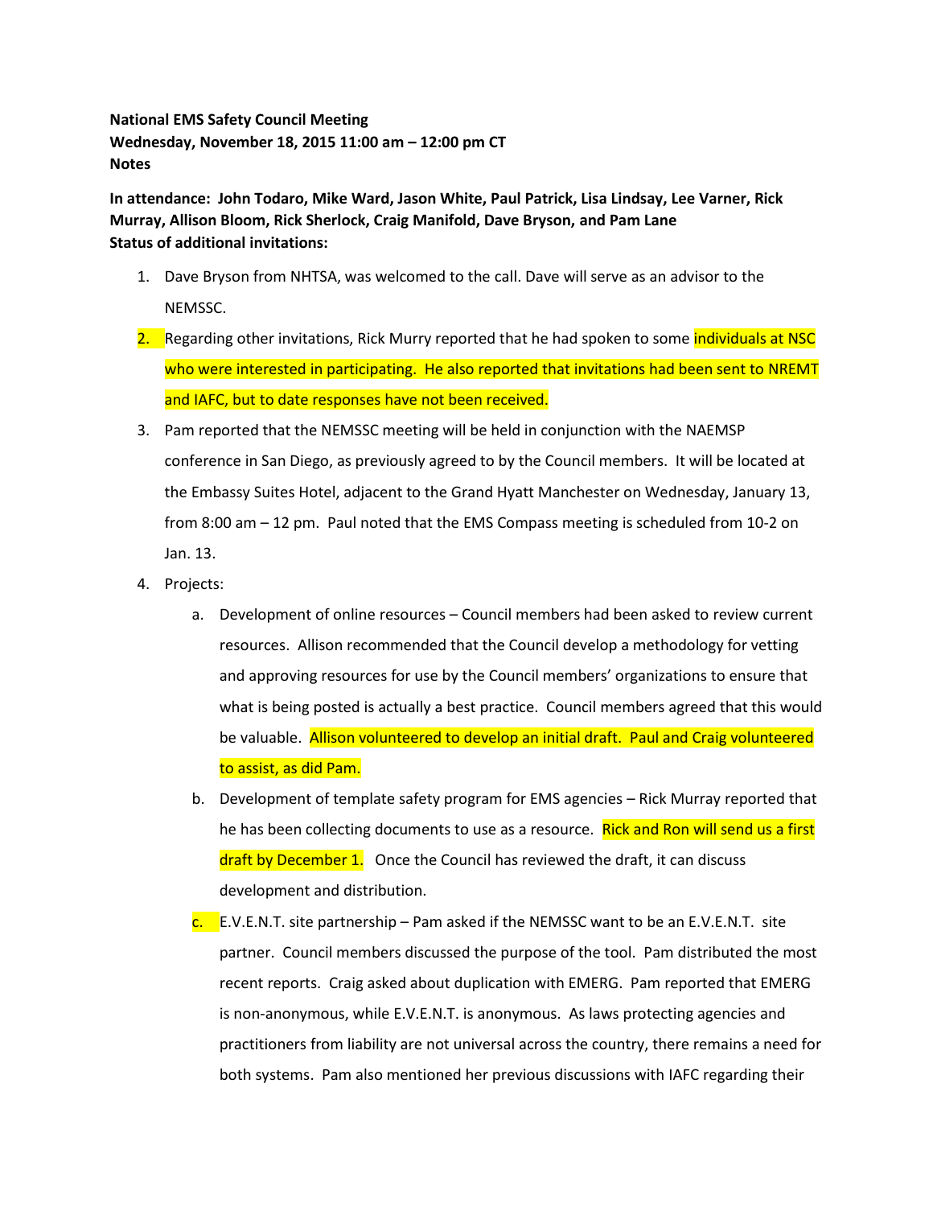**National EMS Safety Council Meeting**
**Wednesday, November 18, 2015 11:00 am – 12:00 pm CT**
**Notes**

**In attendance: John Todaro, Mike Ward, Jason White, Paul Patrick, Lisa Lindsay, Lee Varner, Rick Murray, Allison Bloom, Rick Sherlock, Craig Manifold, Dave Bryson, and Pam Lane**
**Status of additional invitations:**

1. Dave Bryson from NHTSA, was welcomed to the call. Dave will serve as an advisor to the NEMSSC.
2. Regarding other invitations, Rick Murry reported that he had spoken to some individuals at NSC who were interested in participating. He also reported that invitations had been sent to NREMT and IAFC, but to date responses have not been received.
3. Pam reported that the NEMSSC meeting will be held in conjunction with the NAEMSP conference in San Diego, as previously agreed to by the Council members. It will be located at the Embassy Suites Hotel, adjacent to the Grand Hyatt Manchester on Wednesday, January 13, from 8:00 am – 12 pm. Paul noted that the EMS Compass meeting is scheduled from 10-2 on Jan. 13.
4. Projects:
   a. Development of online resources – Council members had been asked to review current resources. Allison recommended that the Council develop a methodology for vetting and approving resources for use by the Council members' organizations to ensure that what is being posted is actually a best practice. Council members agreed that this would be valuable. Allison volunteered to develop an initial draft. Paul and Craig volunteered to assist, as did Pam.
   b. Development of template safety program for EMS agencies – Rick Murray reported that he has been collecting documents to use as a resource. Rick and Ron will send us a first draft by December 1. Once the Council has reviewed the draft, it can discuss development and distribution.
   c. E.V.E.N.T. site partnership – Pam asked if the NEMSSC want to be an E.V.E.N.T. site partner. Council members discussed the purpose of the tool. Pam distributed the most recent reports. Craig asked about duplication with EMERG. Pam reported that EMERG is non-anonymous, while E.V.E.N.T. is anonymous. As laws protecting agencies and practitioners from liability are not universal across the country, there remains a need for both systems. Pam also mentioned her previous discussions with IAFC regarding their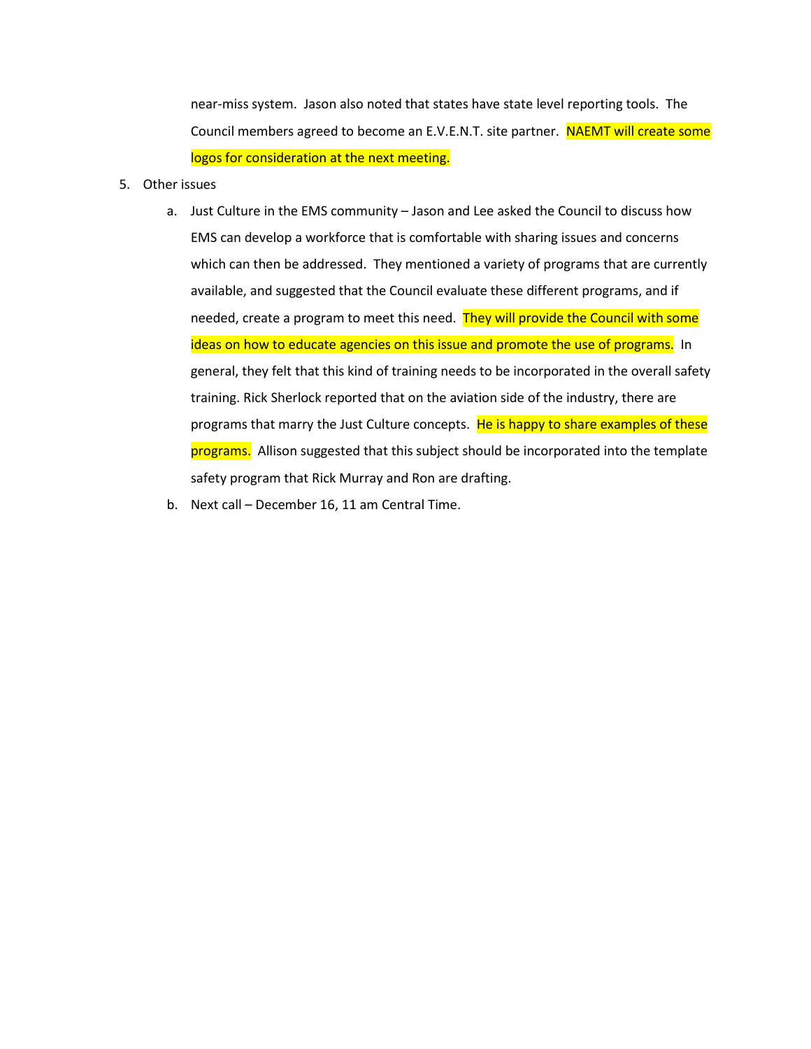near-miss system. Jason also noted that states have state level reporting tools. The Council members agreed to become an E.V.E.N.T. site partner. NAEMT will create some logos for consideration at the next meeting.

5. Other issues
   a. Just Culture in the EMS community – Jason and Lee asked the Council to discuss how EMS can develop a workforce that is comfortable with sharing issues and concerns which can then be addressed. They mentioned a variety of programs that are currently available, and suggested that the Council evaluate these different programs, and if needed, create a program to meet this need. They will provide the Council with some ideas on how to educate agencies on this issue and promote the use of programs. In general, they felt that this kind of training needs to be incorporated in the overall safety training. Rick Sherlock reported that on the aviation side of the industry, there are programs that marry the Just Culture concepts. He is happy to share examples of these programs. Allison suggested that this subject should be incorporated into the template safety program that Rick Murray and Ron are drafting.
   b. Next call – December 16, 11 am Central Time.